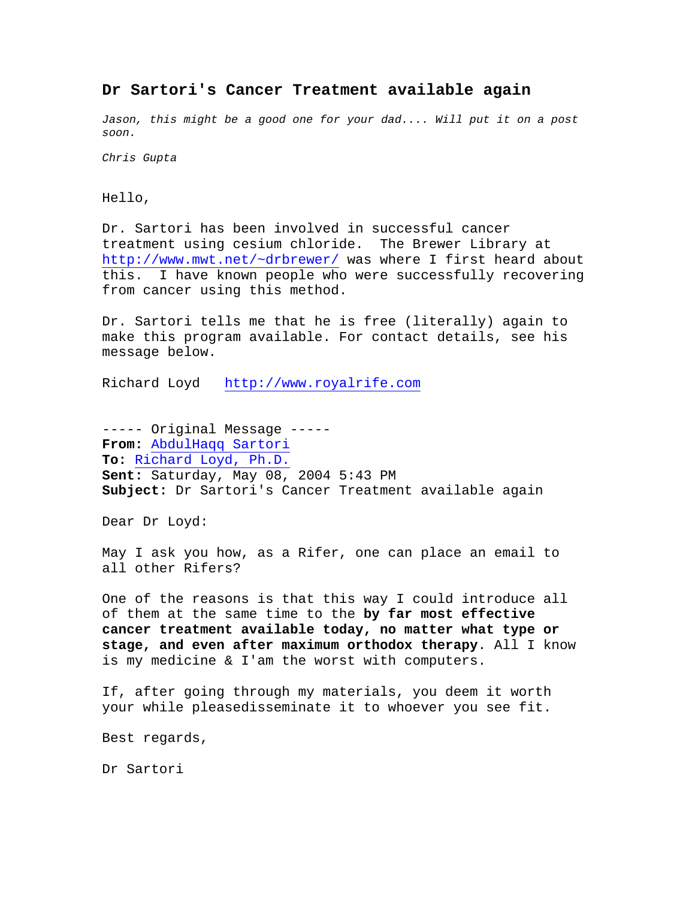# Dr Sartori's Cancer Treatment available again

*Jason, this might be a good one for your dad.... Will put it on a post soon.*

*Chris Gupta*

Hello,

Dr. Sartori has been involved in successful cancer treatment using cesium chloride. The Brewer Library at http://www.mwt.net/~drbrewer/ was where I first heard about this. I have known people who were successfully recovering from cancer using this method.

Dr. Sartori tells me that he is free (literally) again to make this program available. For contact details, see his message below.

Richard Loyd   http://www.royalrife.com

----- Original Message -----
**From:** AbdulHaqq Sartori
**To:** Richard Loyd, Ph.D.
**Sent:** Saturday, May 08, 2004 5:43 PM
**Subject:** Dr Sartori's Cancer Treatment available again

Dear Dr Loyd:

May I ask you how, as a Rifer, one can place an email to all other Rifers?

One of the reasons is that this way I could introduce all of them at the same time to the **by far most effective cancer treatment available today, no matter what type or stage, and even after maximum orthodox therapy**. All I know is my medicine & I'am the worst with computers.

If, after going through my materials, you deem it worth your while pleasedisseminate it to whoever you see fit.

Best regards,

Dr Sartori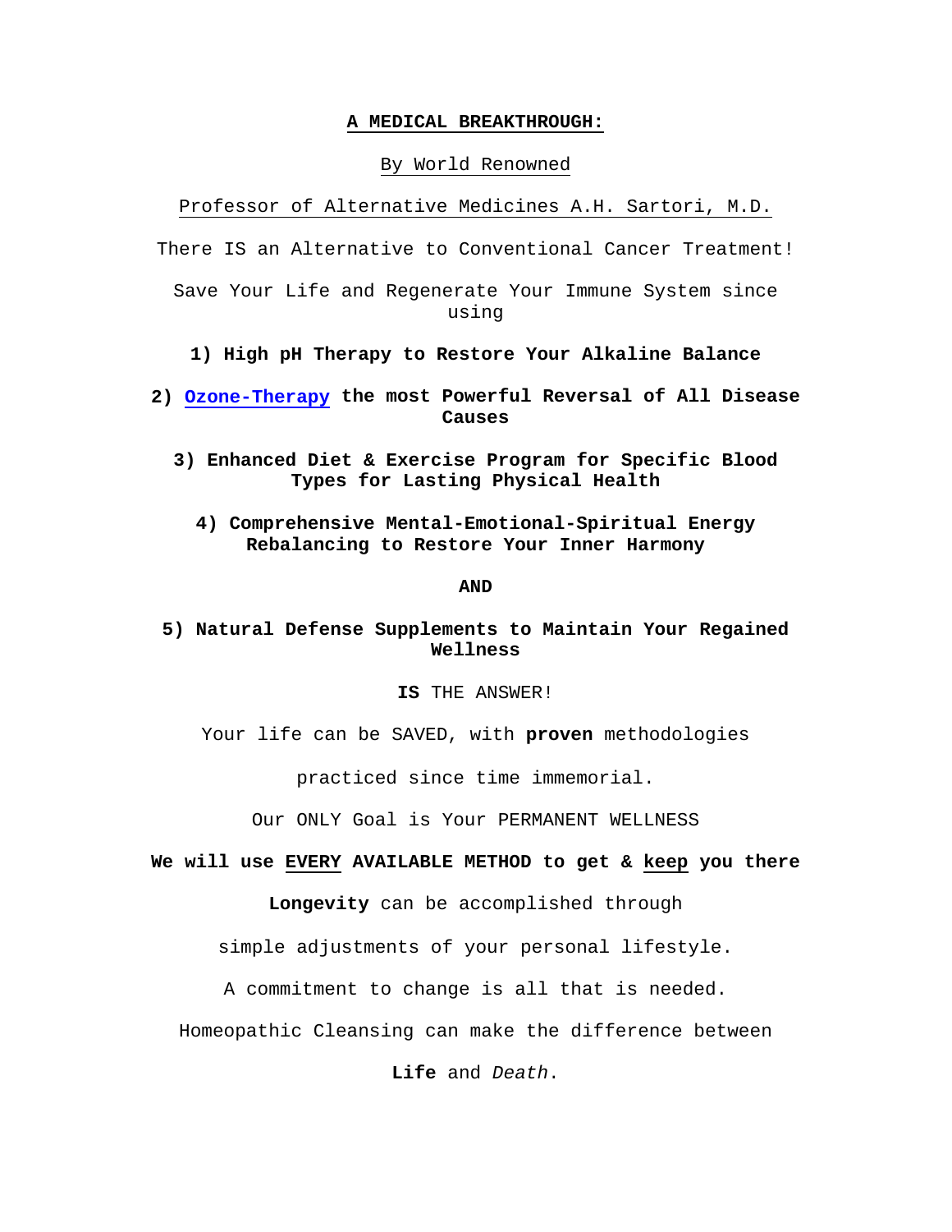**A MEDICAL BREAKTHROUGH:**

By World Renowned

Professor of Alternative Medicines A.H. Sartori, M.D.

There IS an Alternative to Conventional Cancer Treatment!

Save Your Life and Regenerate Your Immune System since using

**1) High pH Therapy to Restore Your Alkaline Balance**

**2) Ozone-Therapy the most Powerful Reversal of All Disease Causes**

**3) Enhanced Diet & Exercise Program for Specific Blood Types for Lasting Physical Health**

**4) Comprehensive Mental-Emotional-Spiritual Energy Rebalancing to Restore Your Inner Harmony**

**AND**

**5) Natural Defense Supplements to Maintain Your Regained Wellness**

**IS** THE ANSWER!

Your life can be SAVED, with **proven** methodologies

practiced since time immemorial.

Our ONLY Goal is Your PERMANENT WELLNESS

**We will use EVERY AVAILABLE METHOD to get & keep you there**

**Longevity** can be accomplished through

simple adjustments of your personal lifestyle.

A commitment to change is all that is needed.

Homeopathic Cleansing can make the difference between

**Life** and *Death*.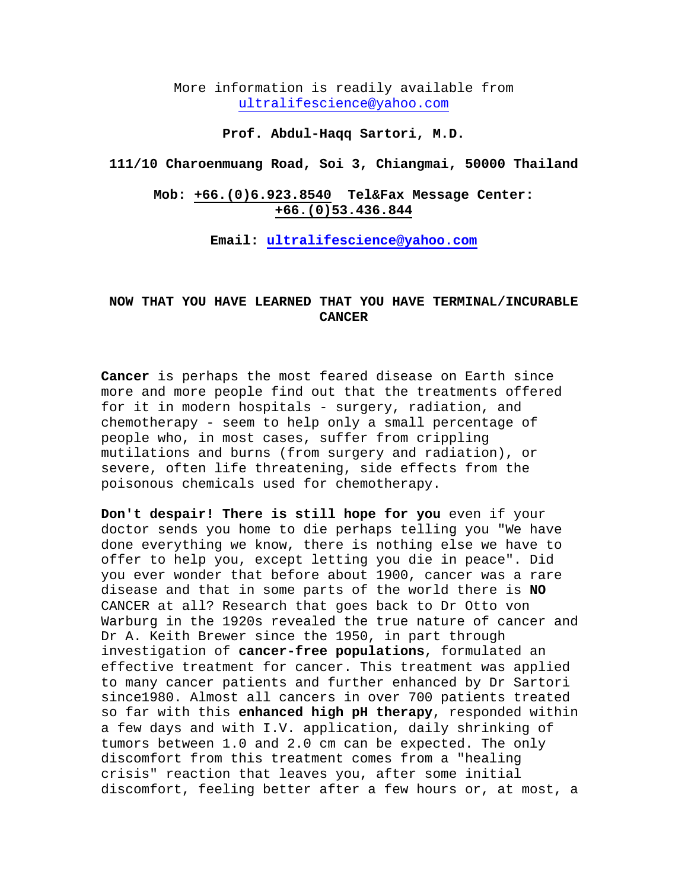More information is readily available from
ultralifescience@yahoo.com

**Prof. Abdul-Haqq Sartori, M.D.**

**111/10 Charoenmuang Road, Soi 3, Chiangmai, 50000 Thailand**

**Mob: +66.(0)6.923.8540 Tel&Fax Message Center: +66.(0)53.436.844**

**Email: ultralifescience@yahoo.com**

## NOW THAT YOU HAVE LEARNED THAT YOU HAVE TERMINAL/INCURABLE CANCER

**Cancer** is perhaps the most feared disease on Earth since more and more people find out that the treatments offered for it in modern hospitals - surgery, radiation, and chemotherapy - seem to help only a small percentage of people who, in most cases, suffer from crippling mutilations and burns (from surgery and radiation), or severe, often life threatening, side effects from the poisonous chemicals used for chemotherapy.

**Don't despair! There is still hope for you** even if your doctor sends you home to die perhaps telling you "We have done everything we know, there is nothing else we have to offer to help you, except letting you die in peace". Did you ever wonder that before about 1900, cancer was a rare disease and that in some parts of the world there is **NO** CANCER at all? Research that goes back to Dr Otto von Warburg in the 1920s revealed the true nature of cancer and Dr A. Keith Brewer since the 1950, in part through investigation of **cancer-free populations**, formulated an effective treatment for cancer. This treatment was applied to many cancer patients and further enhanced by Dr Sartori since1980. Almost all cancers in over 700 patients treated so far with this **enhanced high pH therapy**, responded within a few days and with I.V. application, daily shrinking of tumors between 1.0 and 2.0 cm can be expected. The only discomfort from this treatment comes from a "healing crisis" reaction that leaves you, after some initial discomfort, feeling better after a few hours or, at most, a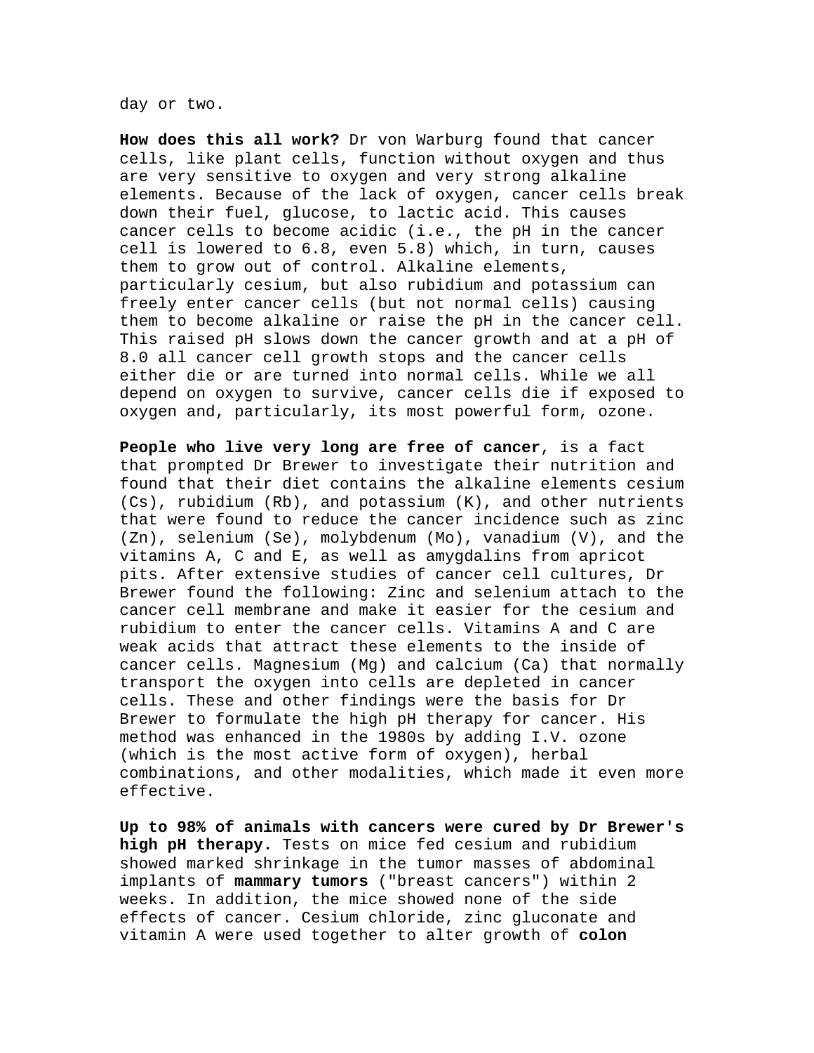day or two.

**How does this all work?** Dr von Warburg found that cancer cells, like plant cells, function without oxygen and thus are very sensitive to oxygen and very strong alkaline elements. Because of the lack of oxygen, cancer cells break down their fuel, glucose, to lactic acid. This causes cancer cells to become acidic (i.e., the pH in the cancer cell is lowered to 6.8, even 5.8) which, in turn, causes them to grow out of control. Alkaline elements, particularly cesium, but also rubidium and potassium can freely enter cancer cells (but not normal cells) causing them to become alkaline or raise the pH in the cancer cell. This raised pH slows down the cancer growth and at a pH of 8.0 all cancer cell growth stops and the cancer cells either die or are turned into normal cells. While we all depend on oxygen to survive, cancer cells die if exposed to oxygen and, particularly, its most powerful form, ozone.

**People who live very long are free of cancer**, is a fact that prompted Dr Brewer to investigate their nutrition and found that their diet contains the alkaline elements cesium (Cs), rubidium (Rb), and potassium (K), and other nutrients that were found to reduce the cancer incidence such as zinc (Zn), selenium (Se), molybdenum (Mo), vanadium (V), and the vitamins A, C and E, as well as amygdalins from apricot pits. After extensive studies of cancer cell cultures, Dr Brewer found the following: Zinc and selenium attach to the cancer cell membrane and make it easier for the cesium and rubidium to enter the cancer cells. Vitamins A and C are weak acids that attract these elements to the inside of cancer cells. Magnesium (Mg) and calcium (Ca) that normally transport the oxygen into cells are depleted in cancer cells. These and other findings were the basis for Dr Brewer to formulate the high pH therapy for cancer. His method was enhanced in the 1980s by adding I.V. ozone (which is the most active form of oxygen), herbal combinations, and other modalities, which made it even more effective.

**Up to 98% of animals with cancers were cured by Dr Brewer's high pH therapy.** Tests on mice fed cesium and rubidium showed marked shrinkage in the tumor masses of abdominal implants of **mammary tumors** ("breast cancers") within 2 weeks. In addition, the mice showed none of the side effects of cancer. Cesium chloride, zinc gluconate and vitamin A were used together to alter growth of **colon**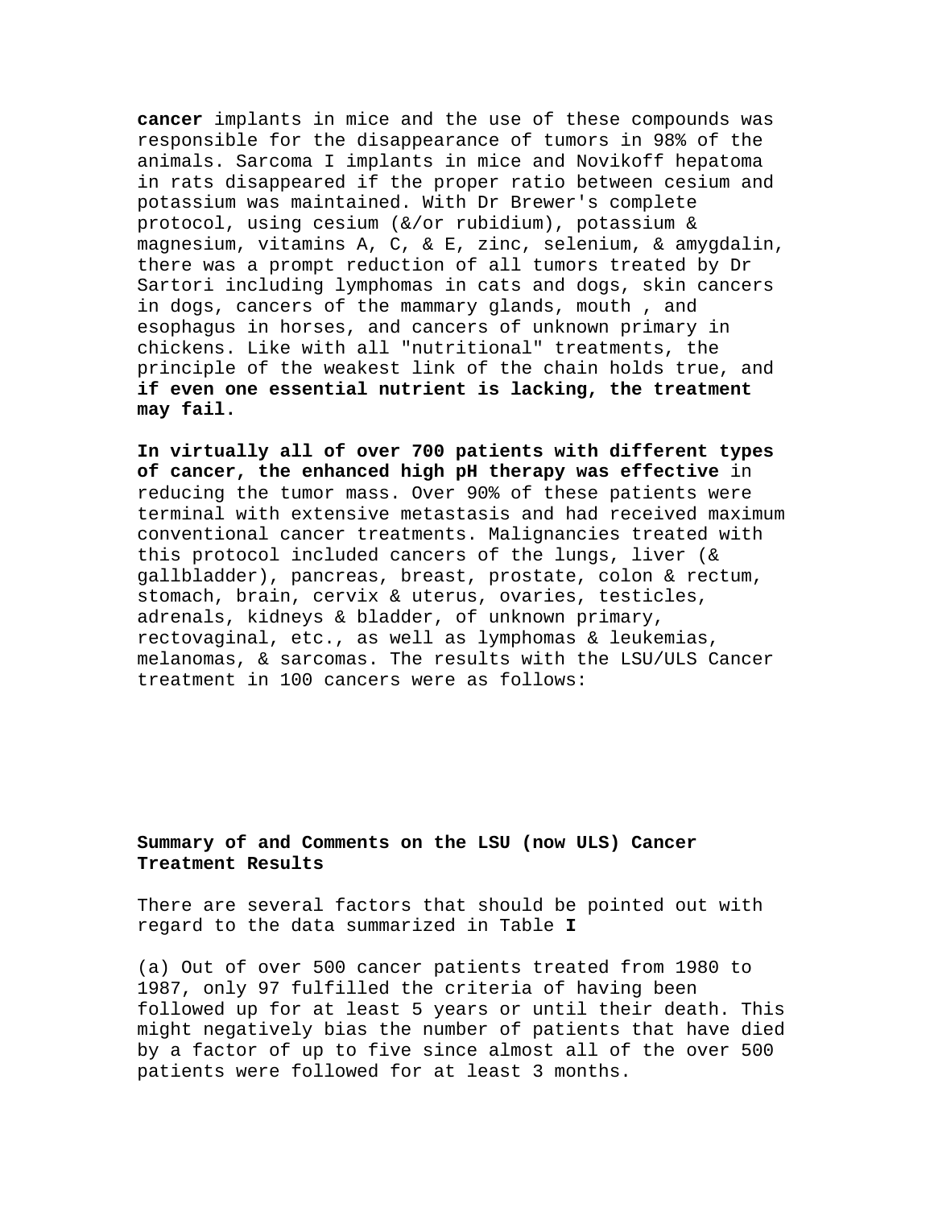**cancer** implants in mice and the use of these compounds was responsible for the disappearance of tumors in 98% of the animals. Sarcoma I implants in mice and Novikoff hepatoma in rats disappeared if the proper ratio between cesium and potassium was maintained. With Dr Brewer's complete protocol, using cesium (&/or rubidium), potassium & magnesium, vitamins A, C, & E, zinc, selenium, & amygdalin, there was a prompt reduction of all tumors treated by Dr Sartori including lymphomas in cats and dogs, skin cancers in dogs, cancers of the mammary glands, mouth , and esophagus in horses, and cancers of unknown primary in chickens. Like with all "nutritional" treatments, the principle of the weakest link of the chain holds true, and **if even one essential nutrient is lacking, the treatment may fail.**

**In virtually all of over 700 patients with different types of cancer, the enhanced high pH therapy was effective** in reducing the tumor mass. Over 90% of these patients were terminal with extensive metastasis and had received maximum conventional cancer treatments. Malignancies treated with this protocol included cancers of the lungs, liver (& gallbladder), pancreas, breast, prostate, colon & rectum, stomach, brain, cervix & uterus, ovaries, testicles, adrenals, kidneys & bladder, of unknown primary, rectovaginal, etc., as well as lymphomas & leukemias, melanomas, & sarcomas. The results with the LSU/ULS Cancer treatment in 100 cancers were as follows:

**Summary of and Comments on the LSU (now ULS) Cancer Treatment Results**

There are several factors that should be pointed out with regard to the data summarized in Table **I**

(a) Out of over 500 cancer patients treated from 1980 to 1987, only 97 fulfilled the criteria of having been followed up for at least 5 years or until their death. This might negatively bias the number of patients that have died by a factor of up to five since almost all of the over 500 patients were followed for at least 3 months.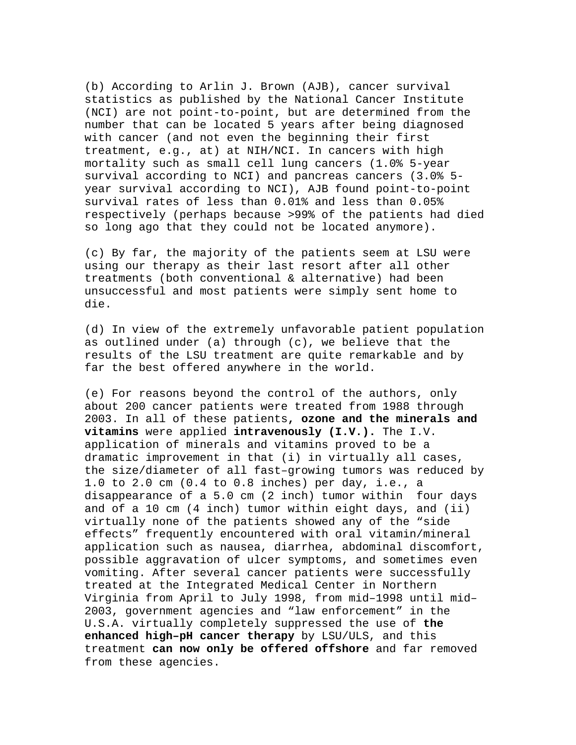(b) According to Arlin J. Brown (AJB), cancer survival statistics as published by the National Cancer Institute (NCI) are not point-to-point, but are determined from the number that can be located 5 years after being diagnosed with cancer (and not even the beginning their first treatment, e.g., at) at NIH/NCI. In cancers with high mortality such as small cell lung cancers (1.0% 5-year survival according to NCI) and pancreas cancers (3.0% 5-year survival according to NCI), AJB found point-to-point survival rates of less than 0.01% and less than 0.05% respectively (perhaps because >99% of the patients had died so long ago that they could not be located anymore).

(c) By far, the majority of the patients seem at LSU were using our therapy as their last resort after all other treatments (both conventional & alternative) had been unsuccessful and most patients were simply sent home to die.

(d) In view of the extremely unfavorable patient population as outlined under (a) through (c), we believe that the results of the LSU treatment are quite remarkable and by far the best offered anywhere in the world.

(e) For reasons beyond the control of the authors, only about 200 cancer patients were treated from 1988 through 2003. In all of these patients**, ozone and the minerals and vitamins** were applied **intravenously (I.V.).** The I.V. application of minerals and vitamins proved to be a dramatic improvement in that (i) in virtually all cases, the size/diameter of all fast–growing tumors was reduced by 1.0 to 2.0 cm (0.4 to 0.8 inches) per day, i.e., a disappearance of a 5.0 cm (2 inch) tumor within four days and of a 10 cm (4 inch) tumor within eight days, and (ii) virtually none of the patients showed any of the "side effects" frequently encountered with oral vitamin/mineral application such as nausea, diarrhea, abdominal discomfort, possible aggravation of ulcer symptoms, and sometimes even vomiting. After several cancer patients were successfully treated at the Integrated Medical Center in Northern Virginia from April to July 1998, from mid–1998 until mid–2003, government agencies and "law enforcement" in the U.S.A. virtually completely suppressed the use of **the enhanced high–pH cancer therapy** by LSU/ULS, and this treatment **can now only be offered offshore** and far removed from these agencies.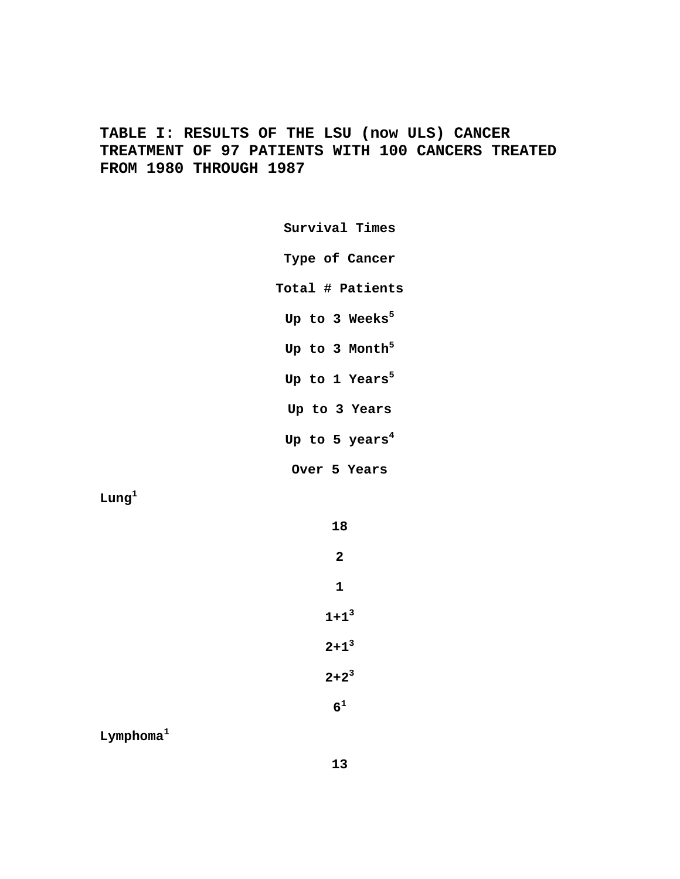# TABLE I: RESULTS OF THE LSU (now ULS) CANCER TREATMENT OF 97 PATIENTS WITH 100 CANCERS TREATED FROM 1980 THROUGH 1987

| Survival Times | | | | | | | |
|---|---|---|---|---|---|---|---|
| Type of Cancer | Total # Patients | Up to 3 Weeks[5] | Up to 3 Month[5] | Up to 1 Years[5] | Up to 3 Years | Up to 5 years[4] | Over 5 Years |
| Lung[1] | 18 | 2 | 1 | 1+1[3] | 2+1[3] | 2+2[3] | 6[1] |
| Lymphoma[1] | 13 | | | | | | |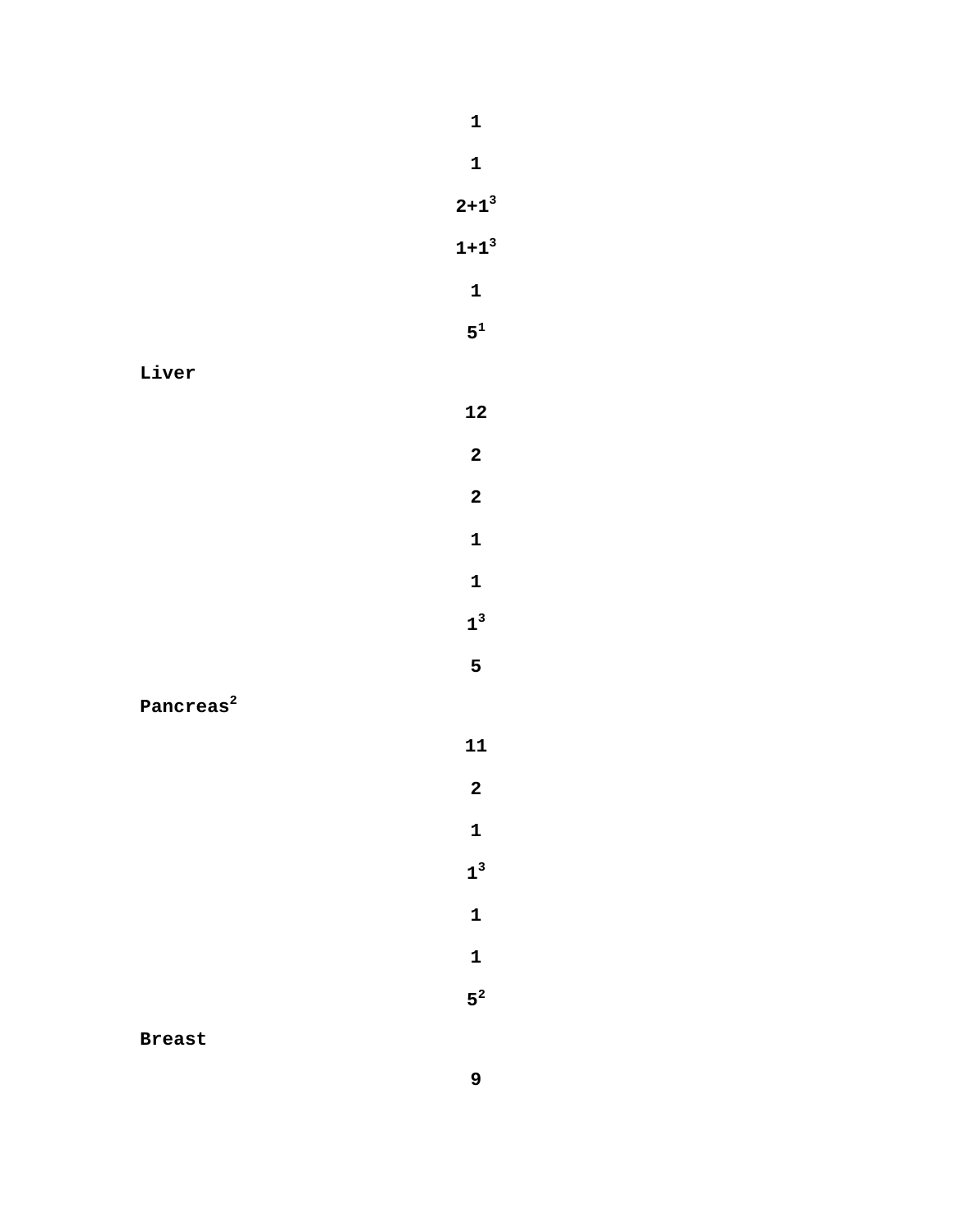1

1

2+1[3]

1+1[3]

1

5[1]

**Liver**

12

2

2

1

1

1[3]

5

**Pancreas**[2]

11

2

1

1[3]

1

1

5[2]

**Breast**

9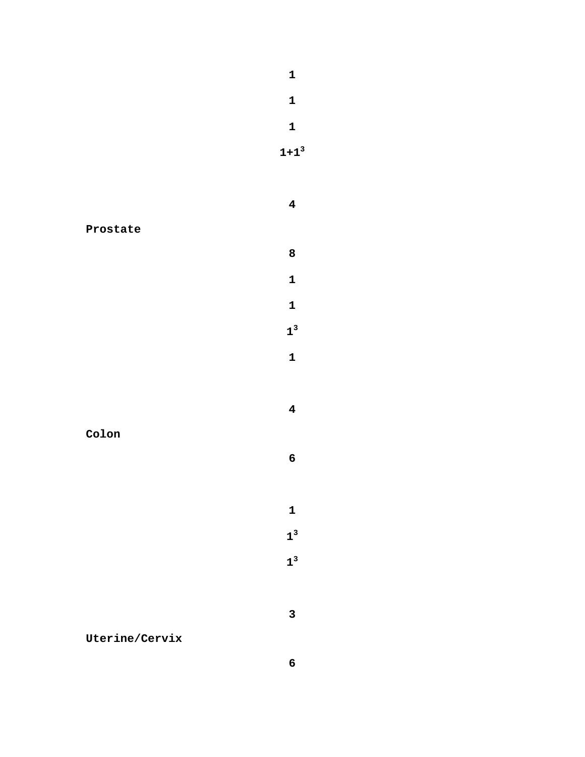1

1

1

1+1[3]

4

Prostate

8

1

1

1[3]

1

4

Colon

6

1

1[3]

1[3]

3

Uterine/Cervix

6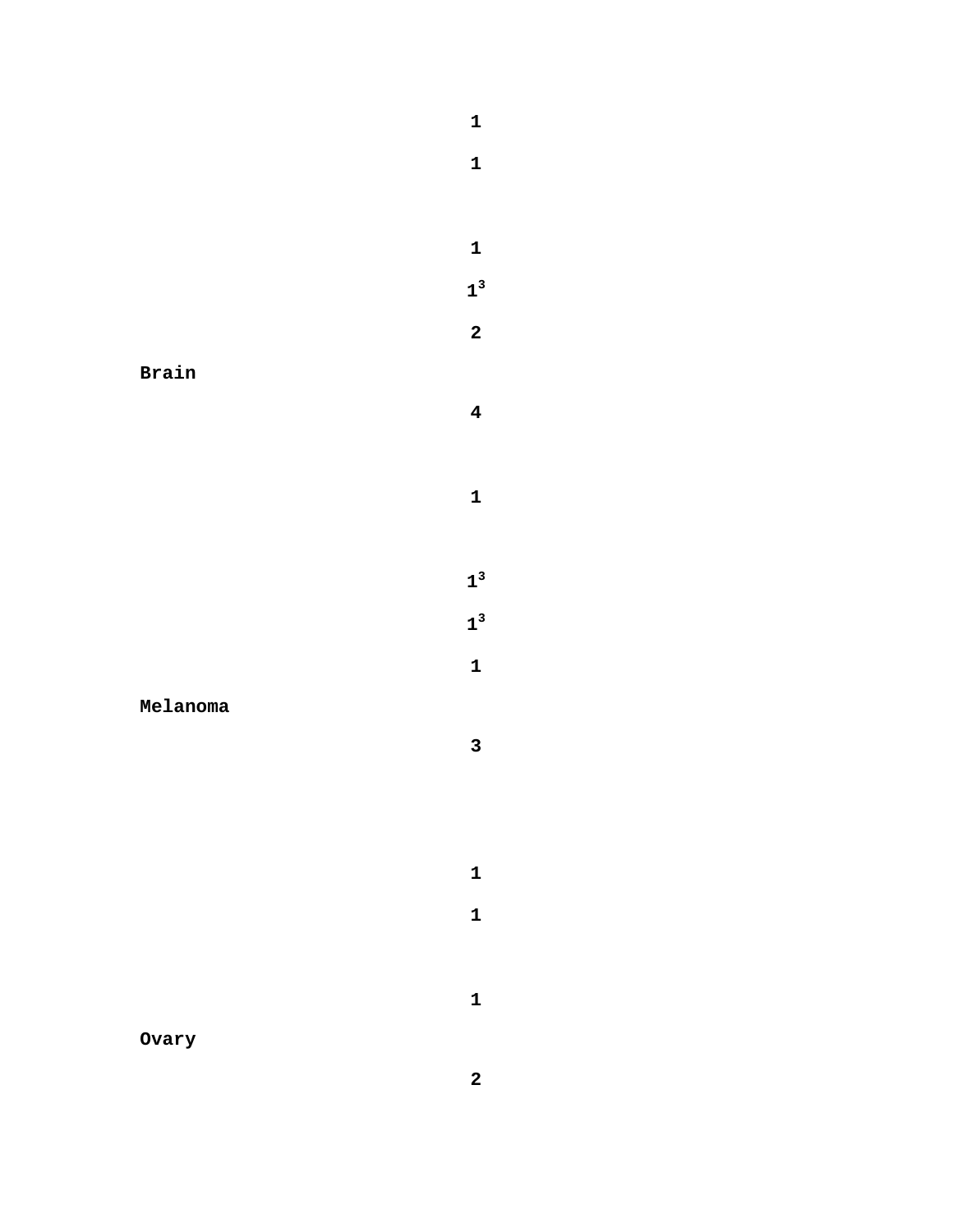| | |
|---|---|
| | 1 |
| | 1 |
| | |
| | 1 |
| | 1[3] |
| | 2 |
| Brain | |
| | 4 |
| | |
| | 1 |
| | |
| | 1[3] |
| | 1[3] |
| | 1 |
| Melanoma | |
| | 3 |
| | |
| | |
| | 1 |
| | 1 |
| | |
| | 1 |
| Ovary | |
| | 2 |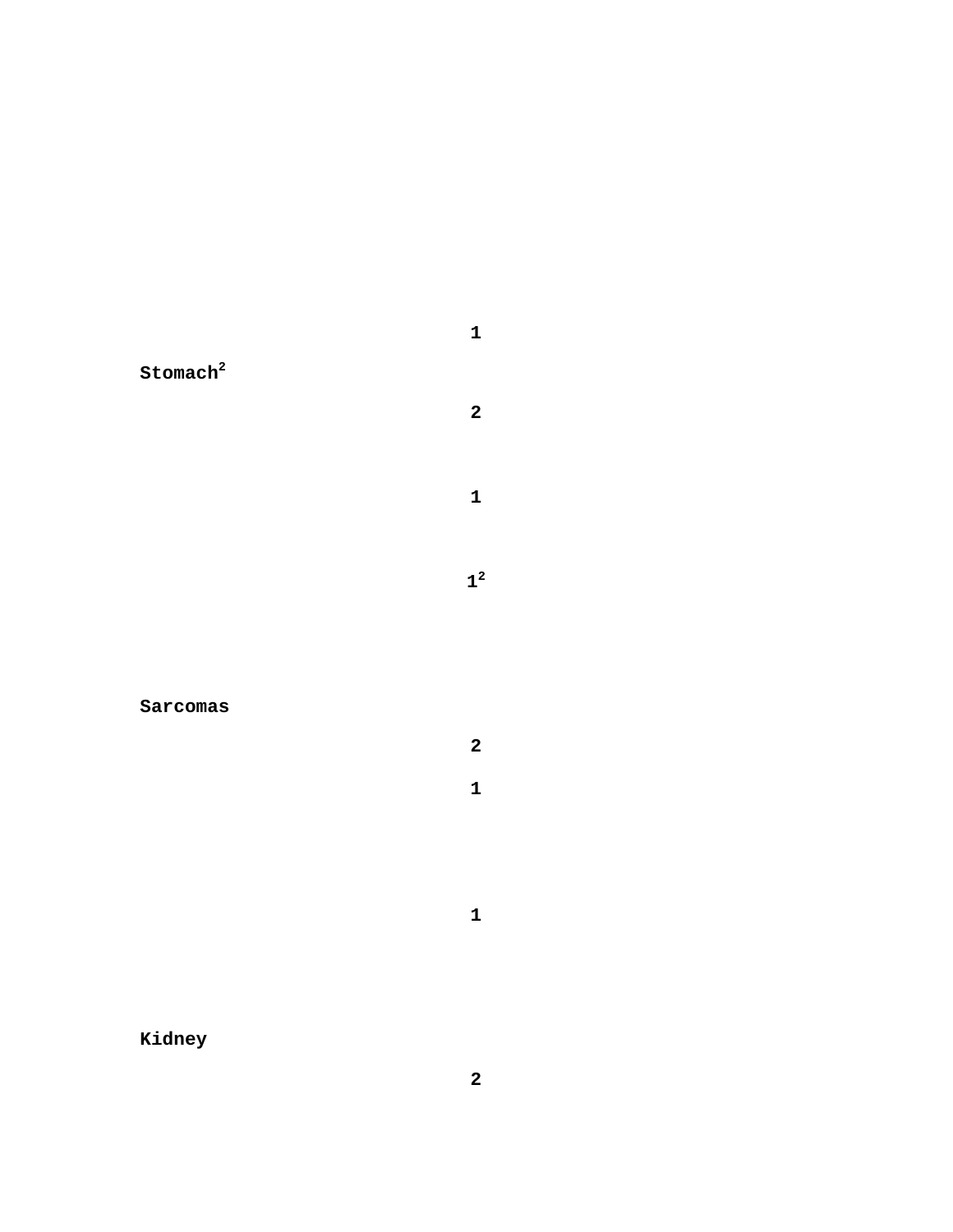| | |
|---|---|
| | 1 |
| Stomach[2] | |
| | 2 |
| | 1 |
| | 1[2] |
| Sarcomas | |
| | 2 |
| | 1 |
| | 1 |
| Kidney | |
| | 2 |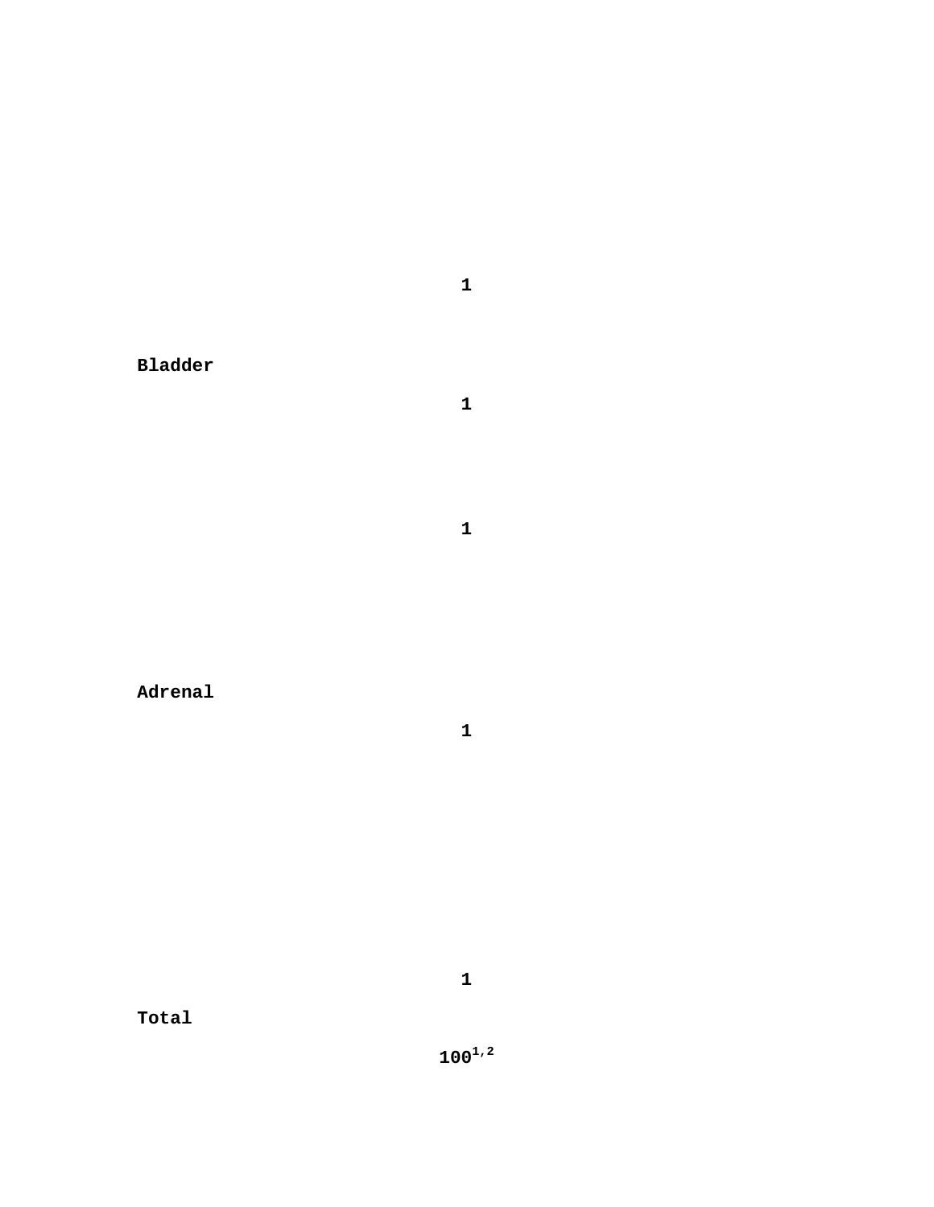| | |
|---|---|
| | **1** |
| **Bladder** | **1** |
| | **1** |
| **Adrenal** | **1** |
| | **1** |
| **Total** | **100**[1,2] |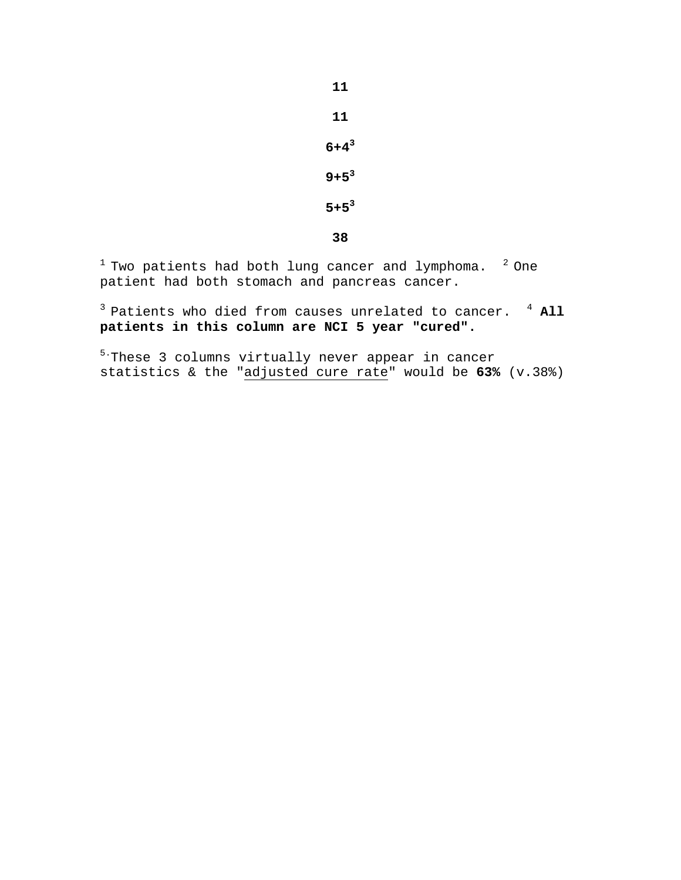**11**

**11**

**6+4**[3]

**9+5**[3]

**5+5**[3]

**38**

[1] Two patients had both lung cancer and lymphoma. [2] One patient had both stomach and pancreas cancer.

[3] Patients who died from causes unrelated to cancer. [4] **All patients in this column are NCI 5 year "cured".**

[5] These 3 columns virtually never appear in cancer statistics & the "adjusted cure rate" would be **63%** (v.38%)